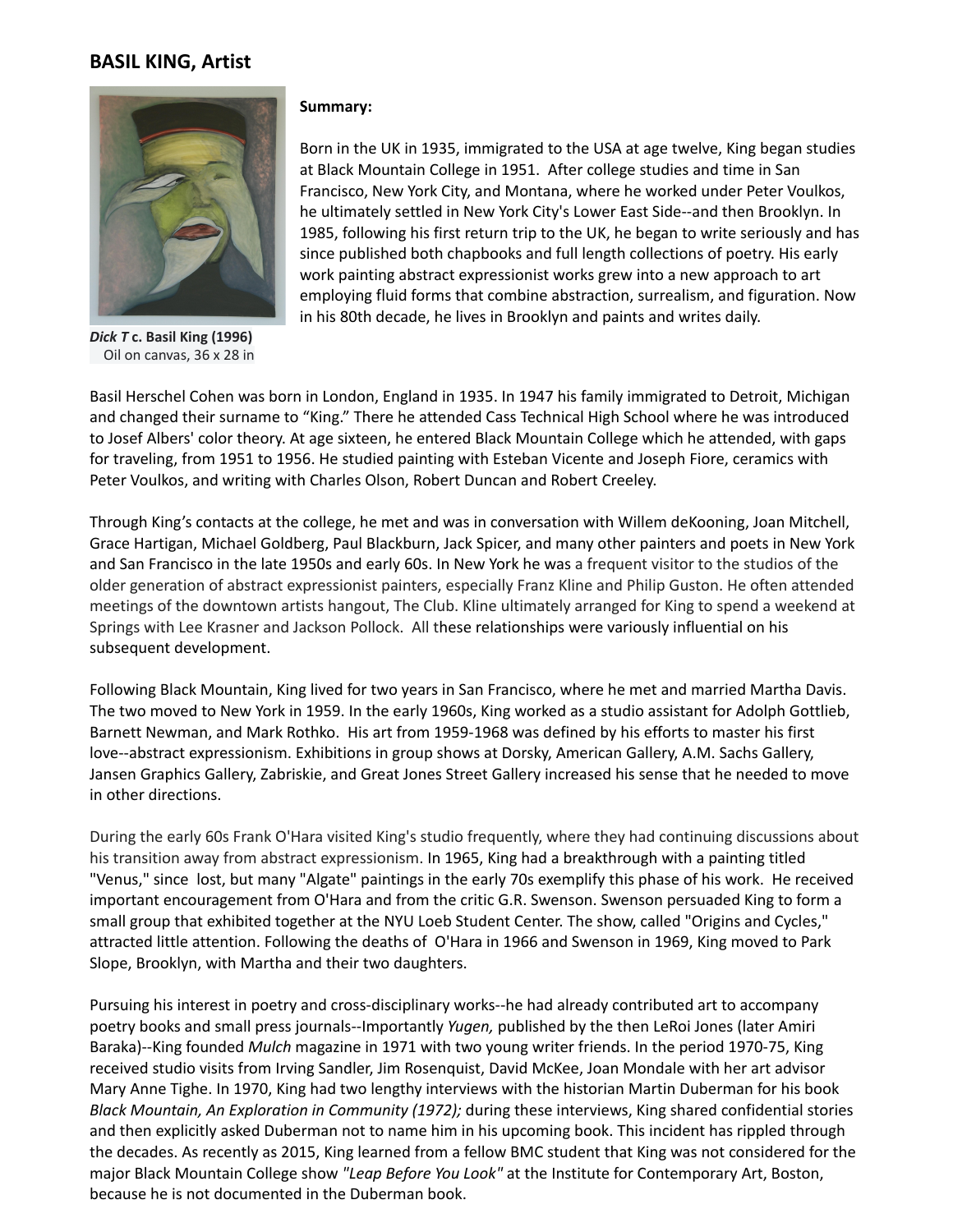## BASIL KING, Artist

***Dick T*** **c. Basil King (1996)**
Oil on canvas, 36 x 28 in

**Summary:**

Born in the UK in 1935, immigrated to the USA at age twelve, King began studies at Black Mountain College in 1951. After college studies and time in San Francisco, New York City, and Montana, where he worked under Peter Voulkos, he ultimately settled in New York City's Lower East Side--and then Brooklyn. In 1985, following his first return trip to the UK, he began to write seriously and has since published both chapbooks and full length collections of poetry. His early work painting abstract expressionist works grew into a new approach to art employing fluid forms that combine abstraction, surrealism, and figuration. Now in his 80th decade, he lives in Brooklyn and paints and writes daily.

Basil Herschel Cohen was born in London, England in 1935. In 1947 his family immigrated to Detroit, Michigan and changed their surname to "King." There he attended Cass Technical High School where he was introduced to Josef Albers' color theory. At age sixteen, he entered Black Mountain College which he attended, with gaps for traveling, from 1951 to 1956. He studied painting with Esteban Vicente and Joseph Fiore, ceramics with Peter Voulkos, and writing with Charles Olson, Robert Duncan and Robert Creeley.

Through King's contacts at the college, he met and was in conversation with Willem deKooning, Joan Mitchell, Grace Hartigan, Michael Goldberg, Paul Blackburn, Jack Spicer, and many other painters and poets in New York and San Francisco in the late 1950s and early 60s. In New York he was a frequent visitor to the studios of the older generation of abstract expressionist painters, especially Franz Kline and Philip Guston. He often attended meetings of the downtown artists hangout, The Club. Kline ultimately arranged for King to spend a weekend at Springs with Lee Krasner and Jackson Pollock. All these relationships were variously influential on his subsequent development.

Following Black Mountain, King lived for two years in San Francisco, where he met and married Martha Davis. The two moved to New York in 1959. In the early 1960s, King worked as a studio assistant for Adolph Gottlieb, Barnett Newman, and Mark Rothko. His art from 1959-1968 was defined by his efforts to master his first love--abstract expressionism. Exhibitions in group shows at Dorsky, American Gallery, A.M. Sachs Gallery, Jansen Graphics Gallery, Zabriskie, and Great Jones Street Gallery increased his sense that he needed to move in other directions.

During the early 60s Frank O'Hara visited King's studio frequently, where they had continuing discussions about his transition away from abstract expressionism. In 1965, King had a breakthrough with a painting titled "Venus," since lost, but many "Algate" paintings in the early 70s exemplify this phase of his work. He received important encouragement from O'Hara and from the critic G.R. Swenson. Swenson persuaded King to form a small group that exhibited together at the NYU Loeb Student Center. The show, called "Origins and Cycles," attracted little attention. Following the deaths of O'Hara in 1966 and Swenson in 1969, King moved to Park Slope, Brooklyn, with Martha and their two daughters.

Pursuing his interest in poetry and cross-disciplinary works--he had already contributed art to accompany poetry books and small press journals--Importantly *Yugen,* published by the then LeRoi Jones (later Amiri Baraka)--King founded *Mulch* magazine in 1971 with two young writer friends. In the period 1970-75, King received studio visits from Irving Sandler, Jim Rosenquist, David McKee, Joan Mondale with her art advisor Mary Anne Tighe. In 1970, King had two lengthy interviews with the historian Martin Duberman for his book *Black Mountain, An Exploration in Community (1972);* during these interviews, King shared confidential stories and then explicitly asked Duberman not to name him in his upcoming book. This incident has rippled through the decades. As recently as 2015, King learned from a fellow BMC student that King was not considered for the major Black Mountain College show *"Leap Before You Look"* at the Institute for Contemporary Art, Boston, because he is not documented in the Duberman book.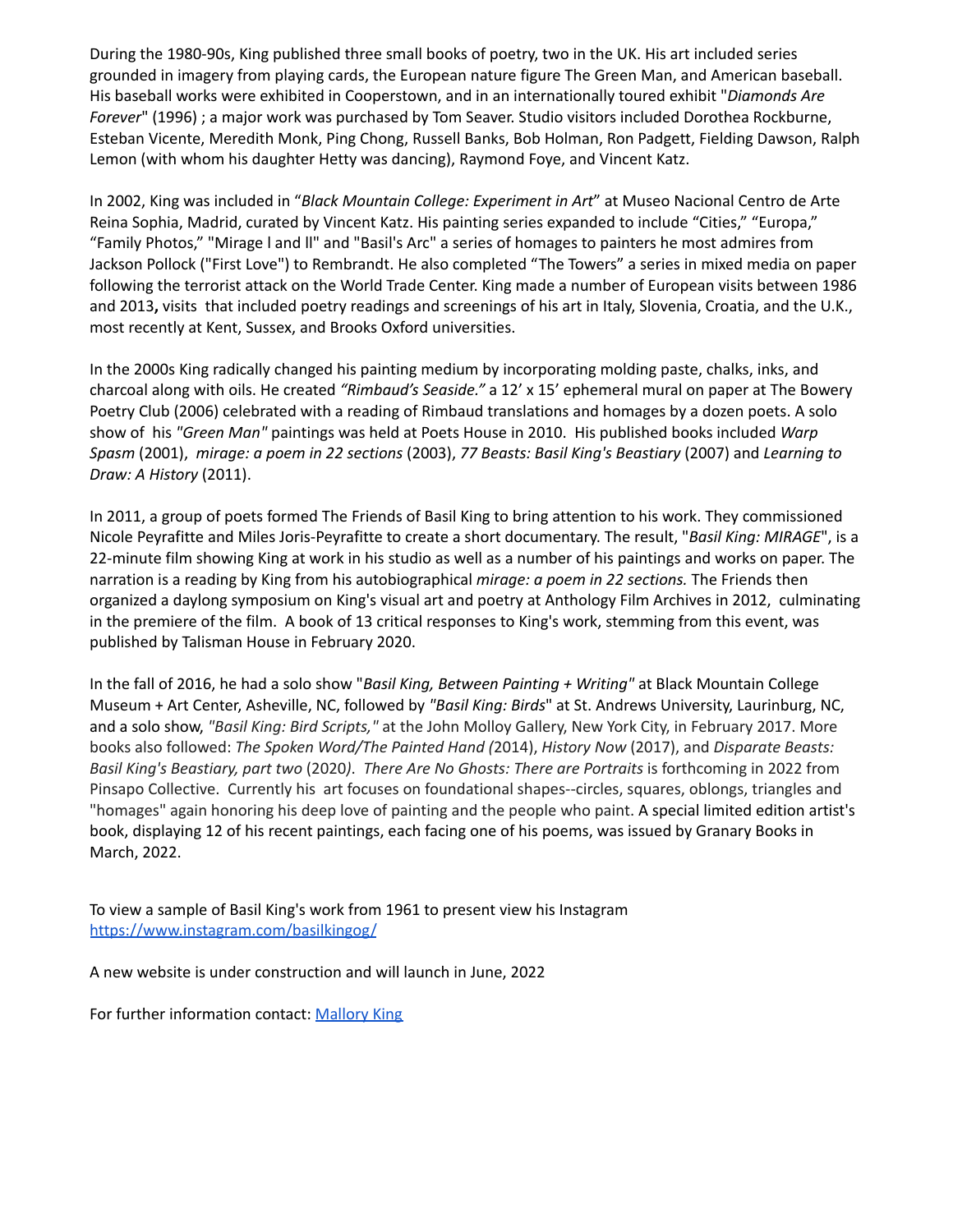During the 1980-90s, King published three small books of poetry, two in the UK. His art included series grounded in imagery from playing cards, the European nature figure The Green Man, and American baseball. His baseball works were exhibited in Cooperstown, and in an internationally toured exhibit "*Diamonds Are Forever*" (1996) ; a major work was purchased by Tom Seaver. Studio visitors included Dorothea Rockburne, Esteban Vicente, Meredith Monk, Ping Chong, Russell Banks, Bob Holman, Ron Padgett, Fielding Dawson, Ralph Lemon (with whom his daughter Hetty was dancing), Raymond Foye, and Vincent Katz.

In 2002, King was included in "*Black Mountain College: Experiment in Art*" at Museo Nacional Centro de Arte Reina Sophia, Madrid, curated by Vincent Katz. His painting series expanded to include "Cities," "Europa," "Family Photos," "Mirage l and ll" and "Basil's Arc" a series of homages to painters he most admires from Jackson Pollock ("First Love") to Rembrandt. He also completed "The Towers" a series in mixed media on paper following the terrorist attack on the World Trade Center. King made a number of European visits between 1986 and 2013**,** visits that included poetry readings and screenings of his art in Italy, Slovenia, Croatia, and the U.K., most recently at Kent, Sussex, and Brooks Oxford universities.

In the 2000s King radically changed his painting medium by incorporating molding paste, chalks, inks, and charcoal along with oils. He created *"Rimbaud's Seaside."* a 12' x 15' ephemeral mural on paper at The Bowery Poetry Club (2006) celebrated with a reading of Rimbaud translations and homages by a dozen poets. A solo show of his *"Green Man"* paintings was held at Poets House in 2010. His published books included *Warp Spasm* (2001), *mirage: a poem in 22 sections* (2003), *77 Beasts: Basil King's Beastiary* (2007) and *Learning to Draw: A History* (2011).

In 2011, a group of poets formed The Friends of Basil King to bring attention to his work. They commissioned Nicole Peyrafitte and Miles Joris-Peyrafitte to create a short documentary. The result, "*Basil King: MIRAGE*", is a 22-minute film showing King at work in his studio as well as a number of his paintings and works on paper. The narration is a reading by King from his autobiographical *mirage: a poem in 22 sections.* The Friends then organized a daylong symposium on King's visual art and poetry at Anthology Film Archives in 2012, culminating in the premiere of the film. A book of 13 critical responses to King's work, stemming from this event, was published by Talisman House in February 2020.

In the fall of 2016, he had a solo show "*Basil King, Between Painting + Writing"* at Black Mountain College Museum + Art Center, Asheville, NC, followed by *"Basil King: Birds*" at St. Andrews University, Laurinburg, NC, and a solo show, *"Basil King: Bird Scripts,"* at the John Molloy Gallery, New York City, in February 2017. More books also followed: *The Spoken Word/The Painted Hand (*2014), *History Now* (2017), and *Disparate Beasts: Basil King's Beastiary, part two* (2020*). There Are No Ghosts: There are Portraits* is forthcoming in 2022 from Pinsapo Collective. Currently his art focuses on foundational shapes--circles, squares, oblongs, triangles and "homages" again honoring his deep love of painting and the people who paint. A special limited edition artist's book, displaying 12 of his recent paintings, each facing one of his poems, was issued by Granary Books in March, 2022.

To view a sample of Basil King's work from 1961 to present view his Instagram
[https://www.instagram.com/basilkingog/](https://www.instagram.com/basilkingog/)

A new website is under construction and will launch in June, 2022

For further information contact: Mallory King